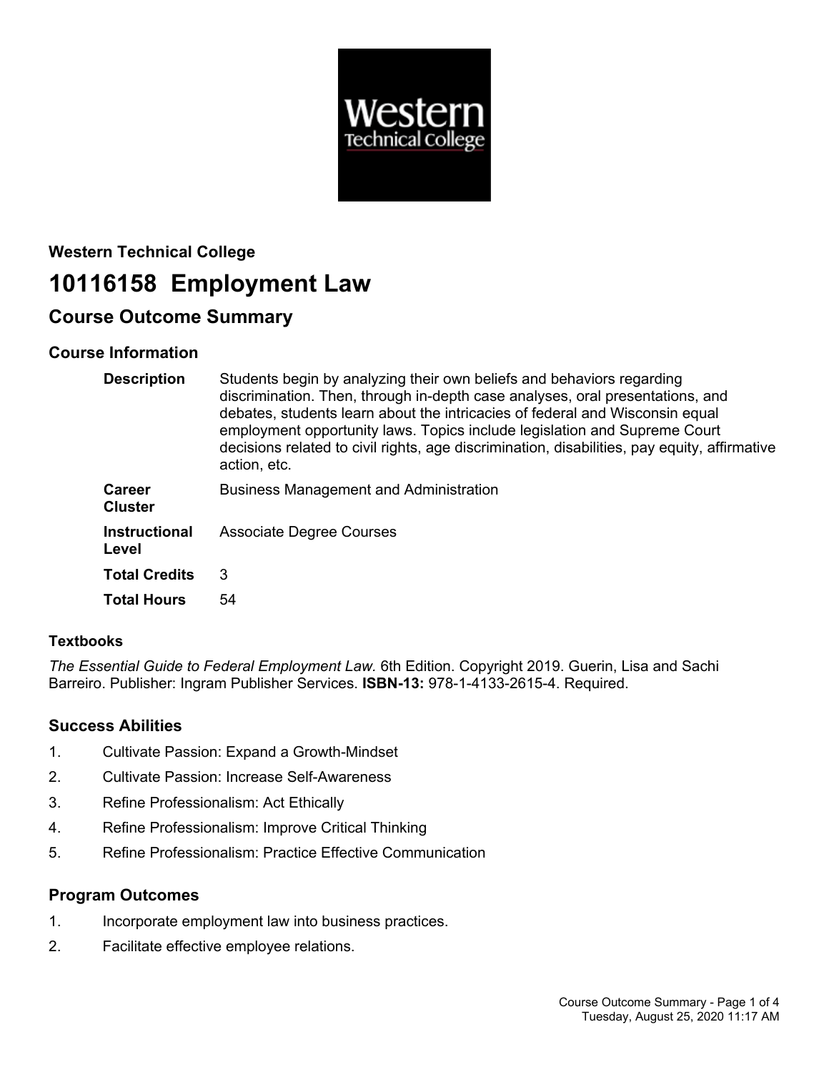**Western Technical College**

# 10116158 Employment Law

## Course Outcome Summary

### Course Information

| | |
|---|---|
| **Description** | Students begin by analyzing their own beliefs and behaviors regarding discrimination. Then, through in-depth case analyses, oral presentations, and debates, students learn about the intricacies of federal and Wisconsin equal employment opportunity laws. Topics include legislation and Supreme Court decisions related to civil rights, age discrimination, disabilities, pay equity, affirmative action, etc. |
| **Career Cluster** | Business Management and Administration |
| **Instructional Level** | Associate Degree Courses |
| **Total Credits** | 3 |
| **Total Hours** | 54 |

### Textbooks

*The Essential Guide to Federal Employment Law.* 6th Edition. Copyright 2019. Guerin, Lisa and Sachi Barreiro. Publisher: Ingram Publisher Services. **ISBN-13:** 978-1-4133-2615-4. Required.

### Success Abilities

1. Cultivate Passion: Expand a Growth-Mindset
2. Cultivate Passion: Increase Self-Awareness
3. Refine Professionalism: Act Ethically
4. Refine Professionalism: Improve Critical Thinking
5. Refine Professionalism: Practice Effective Communication

### Program Outcomes

1. Incorporate employment law into business practices.
2. Facilitate effective employee relations.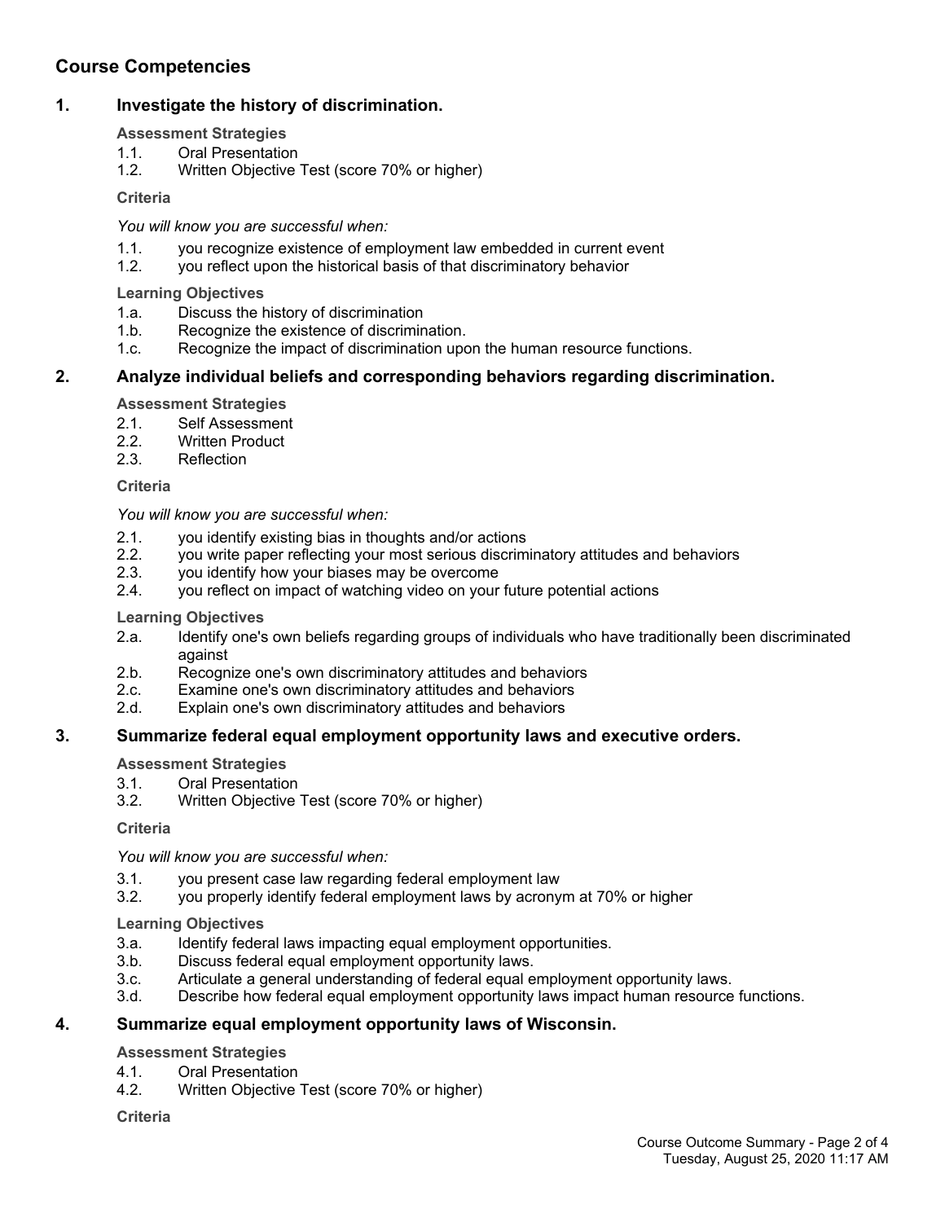## Course Competencies

### 1. Investigate the history of discrimination.

**Assessment Strategies**

1.1. Oral Presentation
1.2. Written Objective Test (score 70% or higher)

**Criteria**

*You will know you are successful when:*

1.1. you recognize existence of employment law embedded in current event
1.2. you reflect upon the historical basis of that discriminatory behavior

**Learning Objectives**

1.a. Discuss the history of discrimination
1.b. Recognize the existence of discrimination.
1.c. Recognize the impact of discrimination upon the human resource functions.

### 2. Analyze individual beliefs and corresponding behaviors regarding discrimination.

**Assessment Strategies**

2.1. Self Assessment
2.2. Written Product
2.3. Reflection

**Criteria**

*You will know you are successful when:*

2.1. you identify existing bias in thoughts and/or actions
2.2. you write paper reflecting your most serious discriminatory attitudes and behaviors
2.3. you identify how your biases may be overcome
2.4. you reflect on impact of watching video on your future potential actions

**Learning Objectives**

2.a. Identify one's own beliefs regarding groups of individuals who have traditionally been discriminated against
2.b. Recognize one's own discriminatory attitudes and behaviors
2.c. Examine one's own discriminatory attitudes and behaviors
2.d. Explain one's own discriminatory attitudes and behaviors

### 3. Summarize federal equal employment opportunity laws and executive orders.

**Assessment Strategies**

3.1. Oral Presentation
3.2. Written Objective Test (score 70% or higher)

**Criteria**

*You will know you are successful when:*

3.1. you present case law regarding federal employment law
3.2. you properly identify federal employment laws by acronym at 70% or higher

**Learning Objectives**

3.a. Identify federal laws impacting equal employment opportunities.
3.b. Discuss federal equal employment opportunity laws.
3.c. Articulate a general understanding of federal equal employment opportunity laws.
3.d. Describe how federal equal employment opportunity laws impact human resource functions.

### 4. Summarize equal employment opportunity laws of Wisconsin.

**Assessment Strategies**

4.1. Oral Presentation
4.2. Written Objective Test (score 70% or higher)

**Criteria**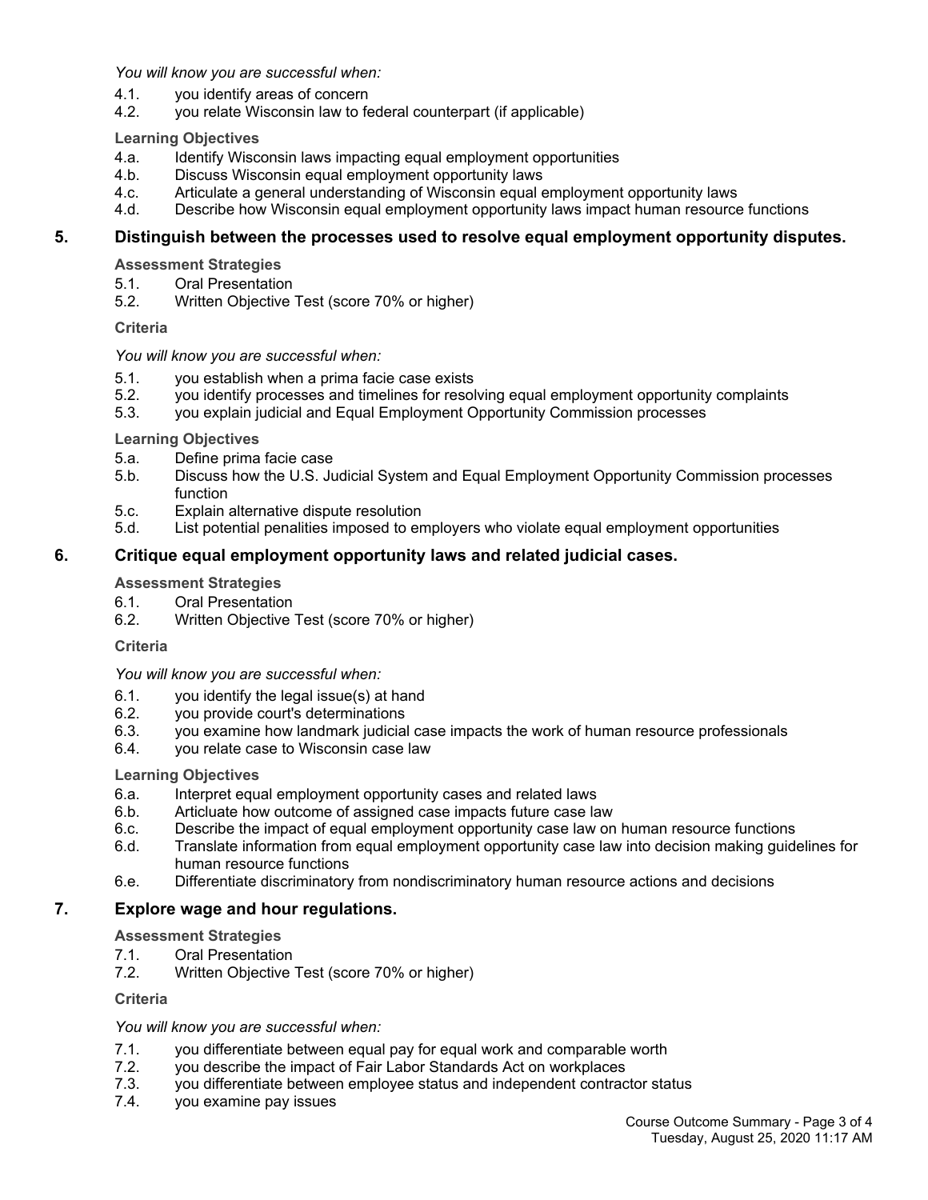*You will know you are successful when:*

4.1. you identify areas of concern
4.2. you relate Wisconsin law to federal counterpart (if applicable)

**Learning Objectives**

4.a. Identify Wisconsin laws impacting equal employment opportunities
4.b. Discuss Wisconsin equal employment opportunity laws
4.c. Articulate a general understanding of Wisconsin equal employment opportunity laws
4.d. Describe how Wisconsin equal employment opportunity laws impact human resource functions

## 5. Distinguish between the processes used to resolve equal employment opportunity disputes.

**Assessment Strategies**

5.1. Oral Presentation
5.2. Written Objective Test (score 70% or higher)

**Criteria**

*You will know you are successful when:*

5.1. you establish when a prima facie case exists
5.2. you identify processes and timelines for resolving equal employment opportunity complaints
5.3. you explain judicial and Equal Employment Opportunity Commission processes

**Learning Objectives**

5.a. Define prima facie case
5.b. Discuss how the U.S. Judicial System and Equal Employment Opportunity Commission processes function
5.c. Explain alternative dispute resolution
5.d. List potential penalities imposed to employers who violate equal employment opportunities

## 6. Critique equal employment opportunity laws and related judicial cases.

**Assessment Strategies**

6.1. Oral Presentation
6.2. Written Objective Test (score 70% or higher)

**Criteria**

*You will know you are successful when:*

6.1. you identify the legal issue(s) at hand
6.2. you provide court's determinations
6.3. you examine how landmark judicial case impacts the work of human resource professionals
6.4. you relate case to Wisconsin case law

**Learning Objectives**

6.a. Interpret equal employment opportunity cases and related laws
6.b. Articluate how outcome of assigned case impacts future case law
6.c. Describe the impact of equal employment opportunity case law on human resource functions
6.d. Translate information from equal employment opportunity case law into decision making guidelines for human resource functions
6.e. Differentiate discriminatory from nondiscriminatory human resource actions and decisions

## 7. Explore wage and hour regulations.

**Assessment Strategies**

7.1. Oral Presentation
7.2. Written Objective Test (score 70% or higher)

**Criteria**

*You will know you are successful when:*

7.1. you differentiate between equal pay for equal work and comparable worth
7.2. you describe the impact of Fair Labor Standards Act on workplaces
7.3. you differentiate between employee status and independent contractor status
7.4. you examine pay issues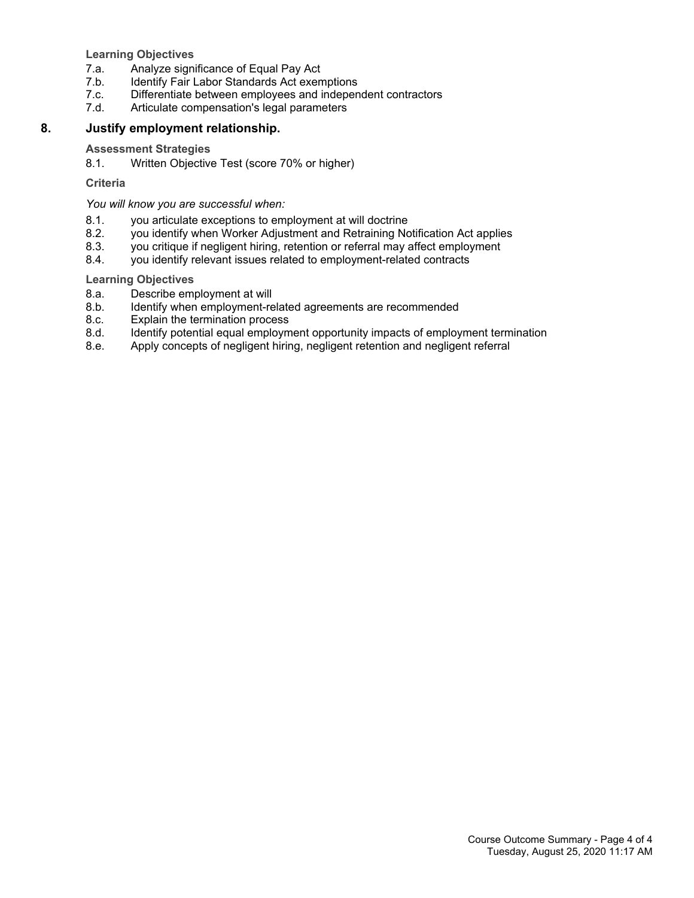**Learning Objectives**

7.a. Analyze significance of Equal Pay Act
7.b. Identify Fair Labor Standards Act exemptions
7.c. Differentiate between employees and independent contractors
7.d. Articulate compensation's legal parameters

## 8. Justify employment relationship.

**Assessment Strategies**

8.1. Written Objective Test (score 70% or higher)

**Criteria**

*You will know you are successful when:*

8.1. you articulate exceptions to employment at will doctrine
8.2. you identify when Worker Adjustment and Retraining Notification Act applies
8.3. you critique if negligent hiring, retention or referral may affect employment
8.4. you identify relevant issues related to employment-related contracts

**Learning Objectives**

8.a. Describe employment at will
8.b. Identify when employment-related agreements are recommended
8.c. Explain the termination process
8.d. Identify potential equal employment opportunity impacts of employment termination
8.e. Apply concepts of negligent hiring, negligent retention and negligent referral